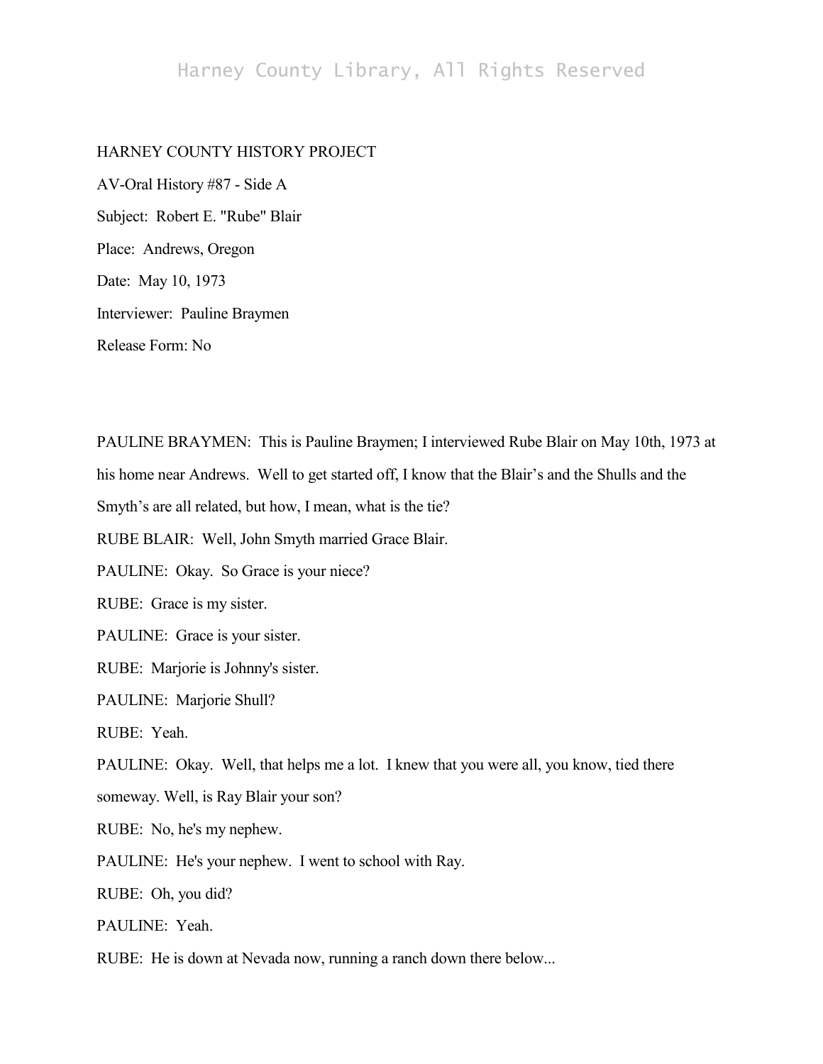HARNEY COUNTY HISTORY PROJECT

AV-Oral History #87 - Side A

Subject: Robert E. "Rube" Blair

Place: Andrews, Oregon

Date: May 10, 1973

Interviewer: Pauline Braymen

Release Form: No

PAULINE BRAYMEN: This is Pauline Braymen; I interviewed Rube Blair on May 10th, 1973 at his home near Andrews. Well to get started off, I know that the Blair's and the Shulls and the Smyth's are all related, but how, I mean, what is the tie?

RUBE BLAIR: Well, John Smyth married Grace Blair.

PAULINE: Okay. So Grace is your niece?

RUBE: Grace is my sister.

PAULINE: Grace is your sister.

RUBE: Marjorie is Johnny's sister.

PAULINE: Marjorie Shull?

RUBE: Yeah.

PAULINE: Okay. Well, that helps me a lot. I knew that you were all, you know, tied there someway. Well, is Ray Blair your son?

RUBE: No, he's my nephew.

PAULINE: He's your nephew. I went to school with Ray.

RUBE: Oh, you did?

PAULINE: Yeah.

RUBE: He is down at Nevada now, running a ranch down there below...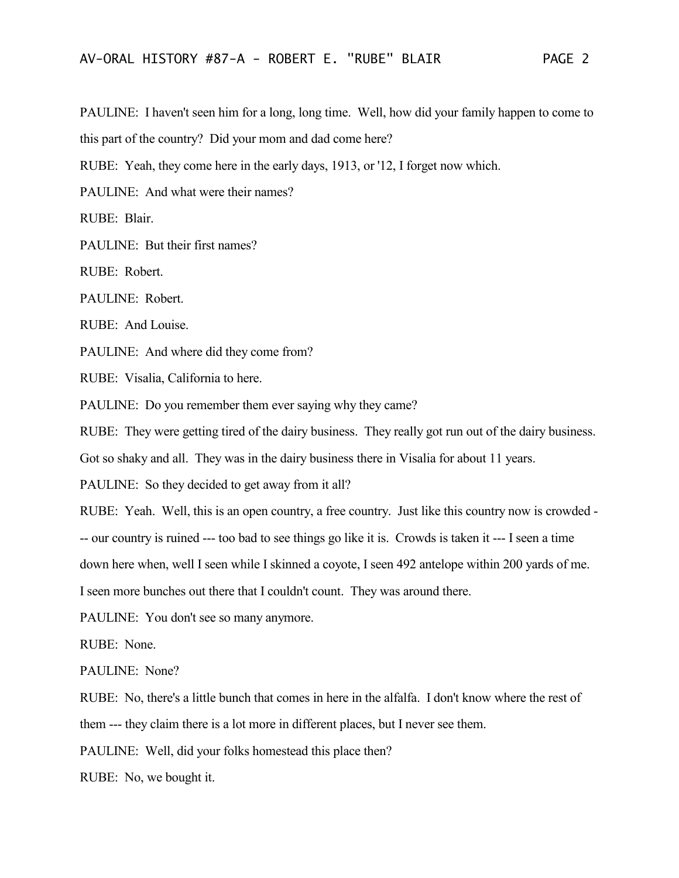PAULINE: I haven't seen him for a long, long time. Well, how did your family happen to come to this part of the country? Did your mom and dad come here?

RUBE: Yeah, they come here in the early days, 1913, or '12, I forget now which.

PAULINE: And what were their names?

RUBE: Blair.

PAULINE: But their first names?

RUBE: Robert.

PAULINE: Robert.

RUBE: And Louise.

PAULINE: And where did they come from?

RUBE: Visalia, California to here.

PAULINE: Do you remember them ever saying why they came?

RUBE: They were getting tired of the dairy business. They really got run out of the dairy business. Got so shaky and all. They was in the dairy business there in Visalia for about 11 years.

PAULINE: So they decided to get away from it all?

RUBE: Yeah. Well, this is an open country, a free country. Just like this country now is crowded --- our country is ruined --- too bad to see things go like it is. Crowds is taken it --- I seen a time down here when, well I seen while I skinned a coyote, I seen 492 antelope within 200 yards of me. I seen more bunches out there that I couldn't count. They was around there.

PAULINE: You don't see so many anymore.

RUBE: None.

PAULINE: None?

RUBE: No, there's a little bunch that comes in here in the alfalfa. I don't know where the rest of them --- they claim there is a lot more in different places, but I never see them.

PAULINE: Well, did your folks homestead this place then?

RUBE: No, we bought it.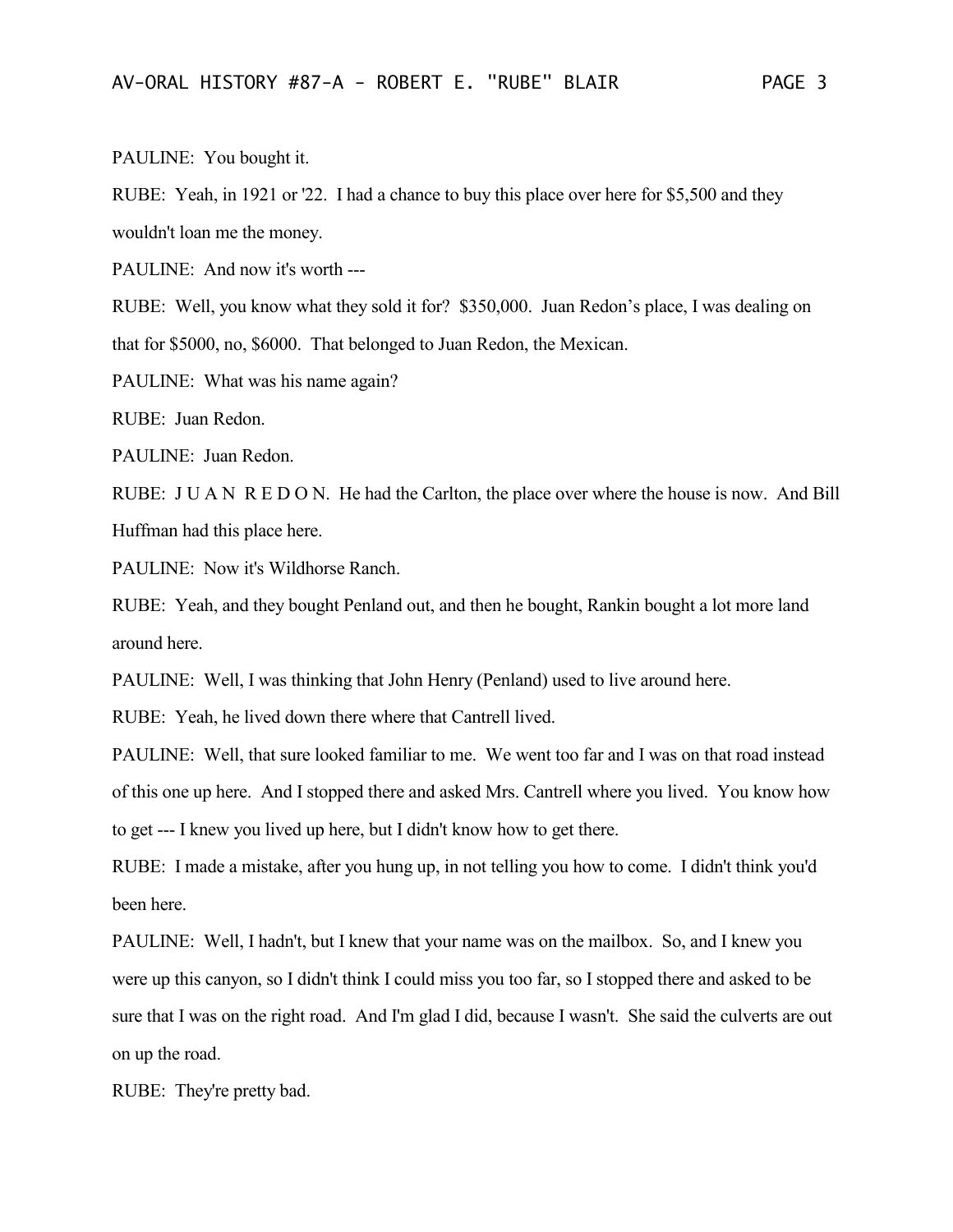PAULINE: You bought it.

RUBE: Yeah, in 1921 or '22. I had a chance to buy this place over here for $5,500 and they wouldn't loan me the money.

PAULINE: And now it's worth ---

RUBE: Well, you know what they sold it for? $350,000. Juan Redon's place, I was dealing on that for $5000, no, $6000. That belonged to Juan Redon, the Mexican.

PAULINE: What was his name again?

RUBE: Juan Redon.

PAULINE: Juan Redon.

RUBE: J U A N R E D O N. He had the Carlton, the place over where the house is now. And Bill Huffman had this place here.

PAULINE: Now it's Wildhorse Ranch.

RUBE: Yeah, and they bought Penland out, and then he bought, Rankin bought a lot more land around here.

PAULINE: Well, I was thinking that John Henry (Penland) used to live around here.

RUBE: Yeah, he lived down there where that Cantrell lived.

PAULINE: Well, that sure looked familiar to me. We went too far and I was on that road instead of this one up here. And I stopped there and asked Mrs. Cantrell where you lived. You know how to get --- I knew you lived up here, but I didn't know how to get there.

RUBE: I made a mistake, after you hung up, in not telling you how to come. I didn't think you'd been here.

PAULINE: Well, I hadn't, but I knew that your name was on the mailbox. So, and I knew you were up this canyon, so I didn't think I could miss you too far, so I stopped there and asked to be sure that I was on the right road. And I'm glad I did, because I wasn't. She said the culverts are out on up the road.

RUBE: They're pretty bad.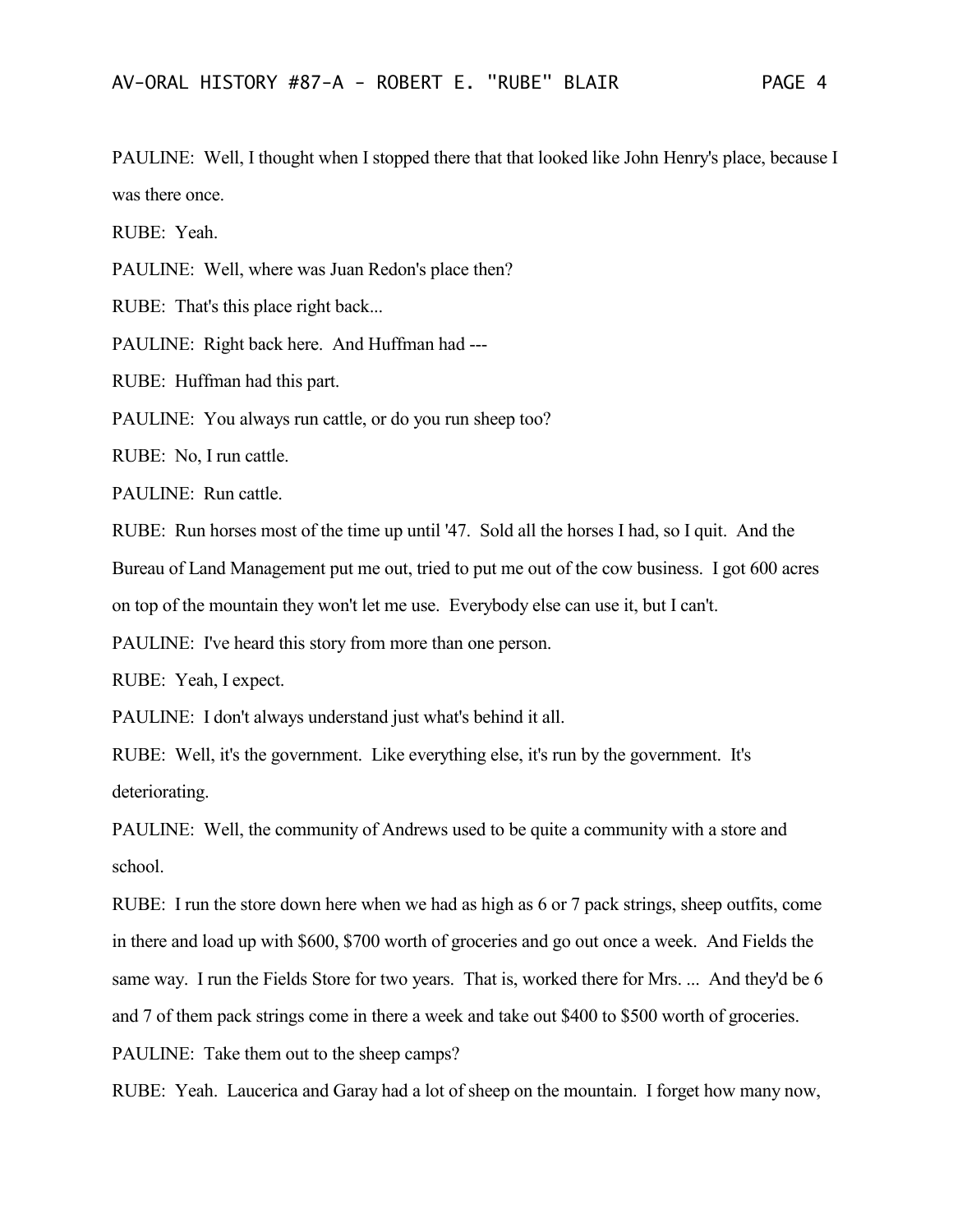PAULINE: Well, I thought when I stopped there that that looked like John Henry's place, because I was there once.

RUBE: Yeah.

PAULINE: Well, where was Juan Redon's place then?

RUBE: That's this place right back...

PAULINE: Right back here. And Huffman had ---

RUBE: Huffman had this part.

PAULINE: You always run cattle, or do you run sheep too?

RUBE: No, I run cattle.

PAULINE: Run cattle.

RUBE: Run horses most of the time up until '47. Sold all the horses I had, so I quit. And the Bureau of Land Management put me out, tried to put me out of the cow business. I got 600 acres on top of the mountain they won't let me use. Everybody else can use it, but I can't.

PAULINE: I've heard this story from more than one person.

RUBE: Yeah, I expect.

PAULINE: I don't always understand just what's behind it all.

RUBE: Well, it's the government. Like everything else, it's run by the government. It's deteriorating.

PAULINE: Well, the community of Andrews used to be quite a community with a store and school.

RUBE: I run the store down here when we had as high as 6 or 7 pack strings, sheep outfits, come in there and load up with $600, $700 worth of groceries and go out once a week. And Fields the same way. I run the Fields Store for two years. That is, worked there for Mrs. ... And they'd be 6 and 7 of them pack strings come in there a week and take out $400 to $500 worth of groceries.

PAULINE: Take them out to the sheep camps?

RUBE: Yeah. Laucerica and Garay had a lot of sheep on the mountain. I forget how many now,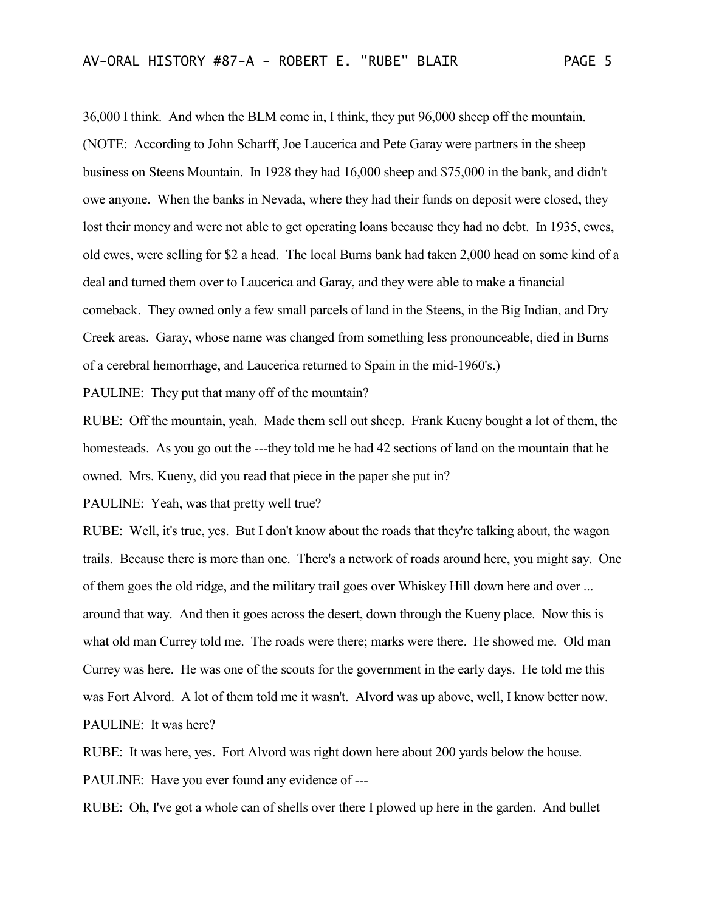36,000 I think. And when the BLM come in, I think, they put 96,000 sheep off the mountain. (NOTE: According to John Scharff, Joe Laucerica and Pete Garay were partners in the sheep business on Steens Mountain. In 1928 they had 16,000 sheep and $75,000 in the bank, and didn't owe anyone. When the banks in Nevada, where they had their funds on deposit were closed, they lost their money and were not able to get operating loans because they had no debt. In 1935, ewes, old ewes, were selling for $2 a head. The local Burns bank had taken 2,000 head on some kind of a deal and turned them over to Laucerica and Garay, and they were able to make a financial comeback. They owned only a few small parcels of land in the Steens, in the Big Indian, and Dry Creek areas. Garay, whose name was changed from something less pronounceable, died in Burns of a cerebral hemorrhage, and Laucerica returned to Spain in the mid-1960's.)

PAULINE: They put that many off of the mountain?

RUBE: Off the mountain, yeah. Made them sell out sheep. Frank Kueny bought a lot of them, the homesteads. As you go out the ---they told me he had 42 sections of land on the mountain that he owned. Mrs. Kueny, did you read that piece in the paper she put in?

PAULINE: Yeah, was that pretty well true?

RUBE: Well, it's true, yes. But I don't know about the roads that they're talking about, the wagon trails. Because there is more than one. There's a network of roads around here, you might say. One of them goes the old ridge, and the military trail goes over Whiskey Hill down here and over ... around that way. And then it goes across the desert, down through the Kueny place. Now this is what old man Currey told me. The roads were there; marks were there. He showed me. Old man Currey was here. He was one of the scouts for the government in the early days. He told me this was Fort Alvord. A lot of them told me it wasn't. Alvord was up above, well, I know better now.

PAULINE: It was here?

RUBE: It was here, yes. Fort Alvord was right down here about 200 yards below the house.

PAULINE: Have you ever found any evidence of ---

RUBE: Oh, I've got a whole can of shells over there I plowed up here in the garden. And bullet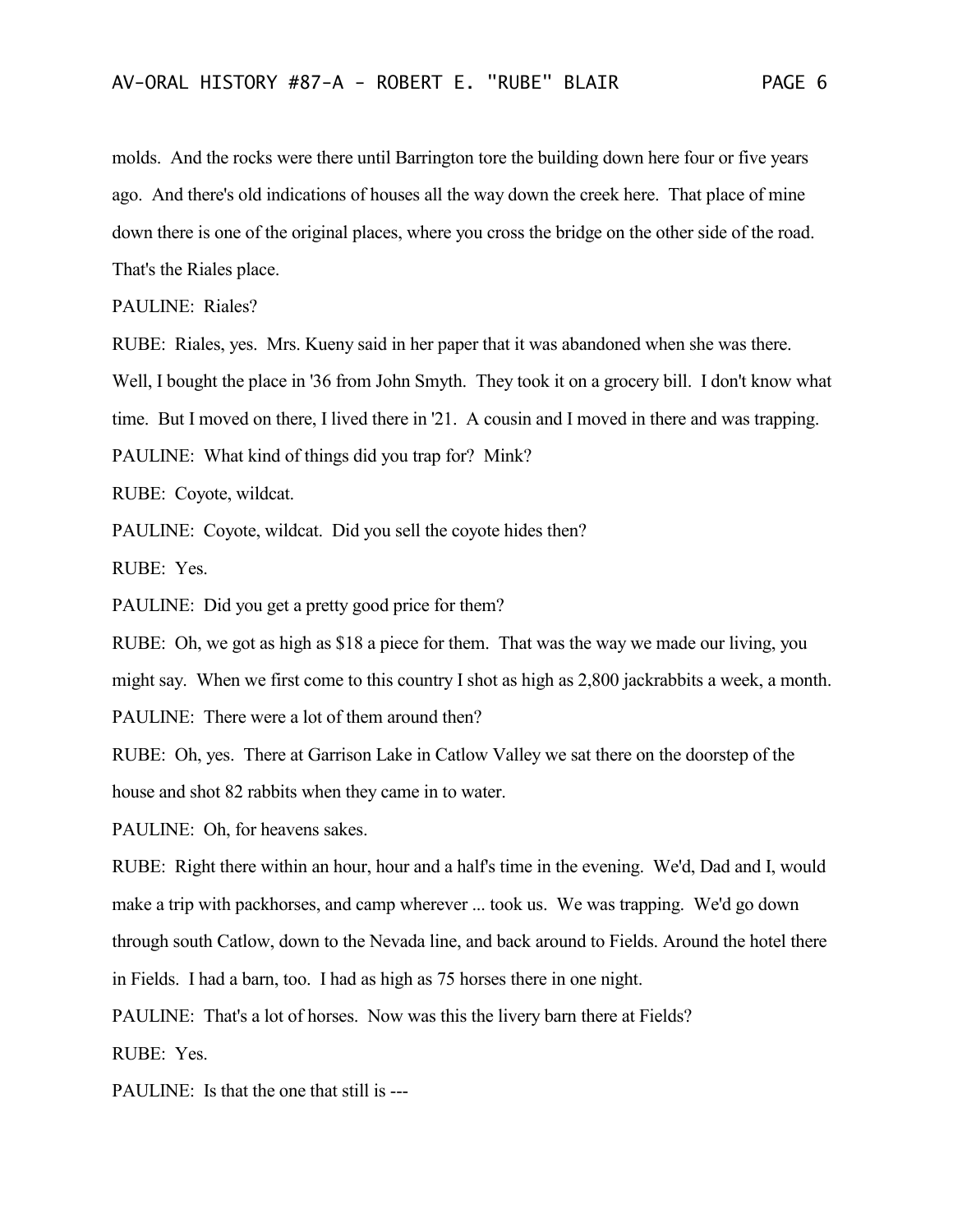molds. And the rocks were there until Barrington tore the building down here four or five years ago. And there's old indications of houses all the way down the creek here. That place of mine down there is one of the original places, where you cross the bridge on the other side of the road. That's the Riales place.

PAULINE: Riales?

RUBE: Riales, yes. Mrs. Kueny said in her paper that it was abandoned when she was there. Well, I bought the place in '36 from John Smyth. They took it on a grocery bill. I don't know what time. But I moved on there, I lived there in '21. A cousin and I moved in there and was trapping.

PAULINE: What kind of things did you trap for? Mink?

RUBE: Coyote, wildcat.

PAULINE: Coyote, wildcat. Did you sell the coyote hides then?

RUBE: Yes.

PAULINE: Did you get a pretty good price for them?

RUBE: Oh, we got as high as $18 a piece for them. That was the way we made our living, you might say. When we first come to this country I shot as high as 2,800 jackrabbits a week, a month.

PAULINE: There were a lot of them around then?

RUBE: Oh, yes. There at Garrison Lake in Catlow Valley we sat there on the doorstep of the house and shot 82 rabbits when they came in to water.

PAULINE: Oh, for heavens sakes.

RUBE: Right there within an hour, hour and a half's time in the evening. We'd, Dad and I, would make a trip with packhorses, and camp wherever ... took us. We was trapping. We'd go down through south Catlow, down to the Nevada line, and back around to Fields. Around the hotel there in Fields. I had a barn, too. I had as high as 75 horses there in one night.

PAULINE: That's a lot of horses. Now was this the livery barn there at Fields?

RUBE: Yes.

PAULINE: Is that the one that still is ---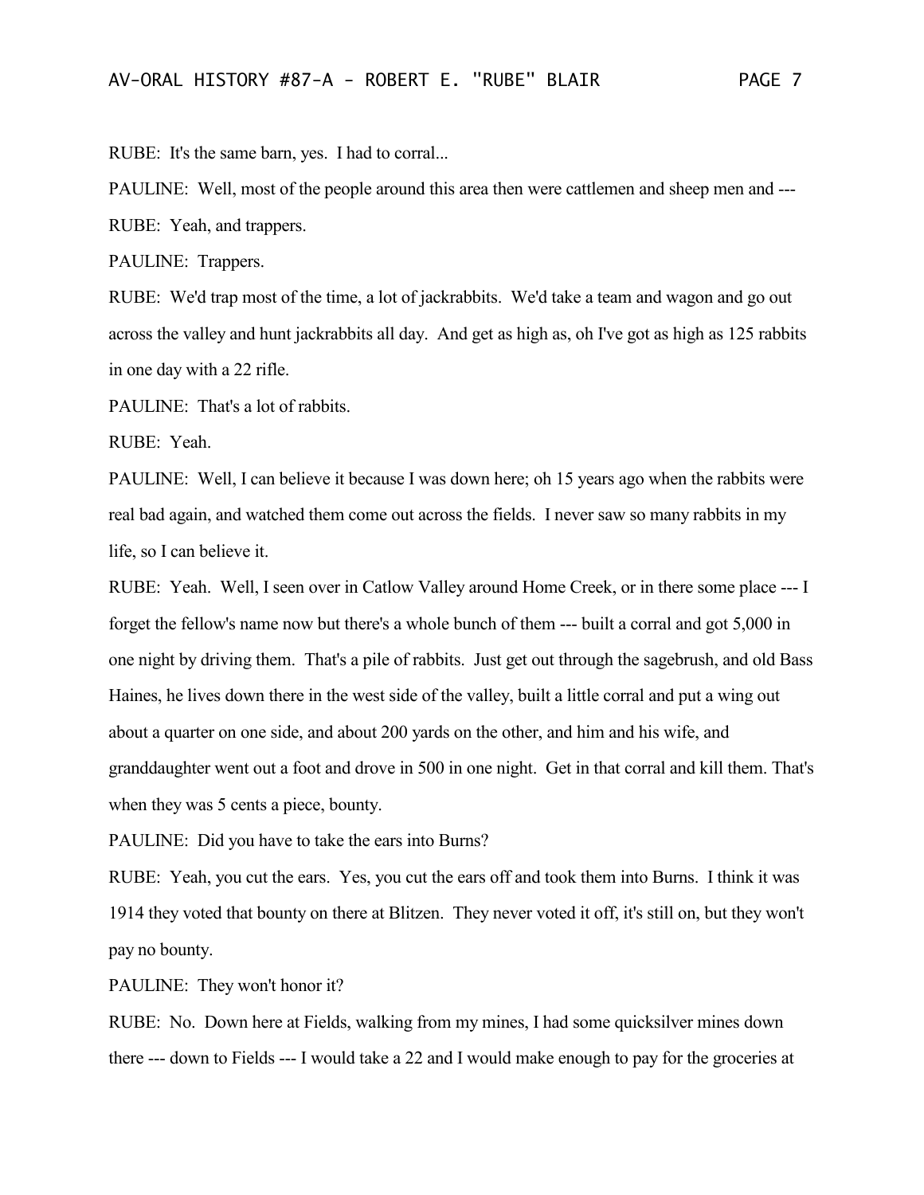RUBE: It's the same barn, yes. I had to corral...

PAULINE: Well, most of the people around this area then were cattlemen and sheep men and ---

RUBE: Yeah, and trappers.

PAULINE: Trappers.

RUBE: We'd trap most of the time, a lot of jackrabbits. We'd take a team and wagon and go out across the valley and hunt jackrabbits all day. And get as high as, oh I've got as high as 125 rabbits in one day with a 22 rifle.

PAULINE: That's a lot of rabbits.

RUBE: Yeah.

PAULINE: Well, I can believe it because I was down here; oh 15 years ago when the rabbits were real bad again, and watched them come out across the fields. I never saw so many rabbits in my life, so I can believe it.

RUBE: Yeah. Well, I seen over in Catlow Valley around Home Creek, or in there some place --- I forget the fellow's name now but there's a whole bunch of them --- built a corral and got 5,000 in one night by driving them. That's a pile of rabbits. Just get out through the sagebrush, and old Bass Haines, he lives down there in the west side of the valley, built a little corral and put a wing out about a quarter on one side, and about 200 yards on the other, and him and his wife, and granddaughter went out a foot and drove in 500 in one night. Get in that corral and kill them. That's when they was 5 cents a piece, bounty.

PAULINE: Did you have to take the ears into Burns?

RUBE: Yeah, you cut the ears. Yes, you cut the ears off and took them into Burns. I think it was 1914 they voted that bounty on there at Blitzen. They never voted it off, it's still on, but they won't pay no bounty.

PAULINE: They won't honor it?

RUBE: No. Down here at Fields, walking from my mines, I had some quicksilver mines down there --- down to Fields --- I would take a 22 and I would make enough to pay for the groceries at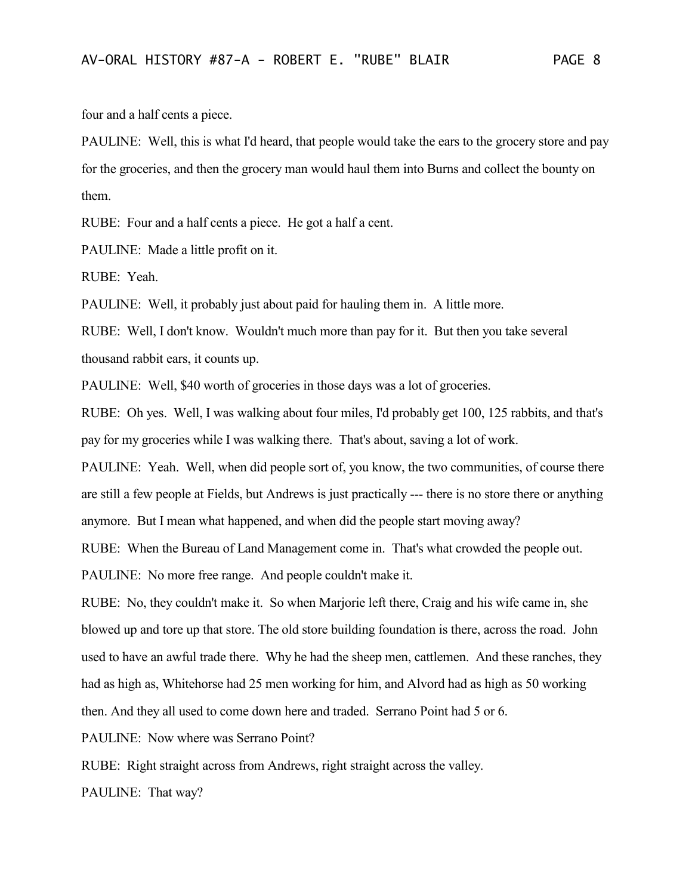four and a half cents a piece.

PAULINE: Well, this is what I'd heard, that people would take the ears to the grocery store and pay for the groceries, and then the grocery man would haul them into Burns and collect the bounty on them.

RUBE: Four and a half cents a piece. He got a half a cent.

PAULINE: Made a little profit on it.

RUBE: Yeah.

PAULINE: Well, it probably just about paid for hauling them in. A little more.

RUBE: Well, I don't know. Wouldn't much more than pay for it. But then you take several thousand rabbit ears, it counts up.

PAULINE: Well, $40 worth of groceries in those days was a lot of groceries.

RUBE: Oh yes. Well, I was walking about four miles, I'd probably get 100, 125 rabbits, and that's pay for my groceries while I was walking there. That's about, saving a lot of work.

PAULINE: Yeah. Well, when did people sort of, you know, the two communities, of course there are still a few people at Fields, but Andrews is just practically --- there is no store there or anything anymore. But I mean what happened, and when did the people start moving away?

RUBE: When the Bureau of Land Management come in. That's what crowded the people out.

PAULINE: No more free range. And people couldn't make it.

RUBE: No, they couldn't make it. So when Marjorie left there, Craig and his wife came in, she blowed up and tore up that store. The old store building foundation is there, across the road. John used to have an awful trade there. Why he had the sheep men, cattlemen. And these ranches, they had as high as, Whitehorse had 25 men working for him, and Alvord had as high as 50 working then. And they all used to come down here and traded. Serrano Point had 5 or 6.

PAULINE: Now where was Serrano Point?

RUBE: Right straight across from Andrews, right straight across the valley.

PAULINE: That way?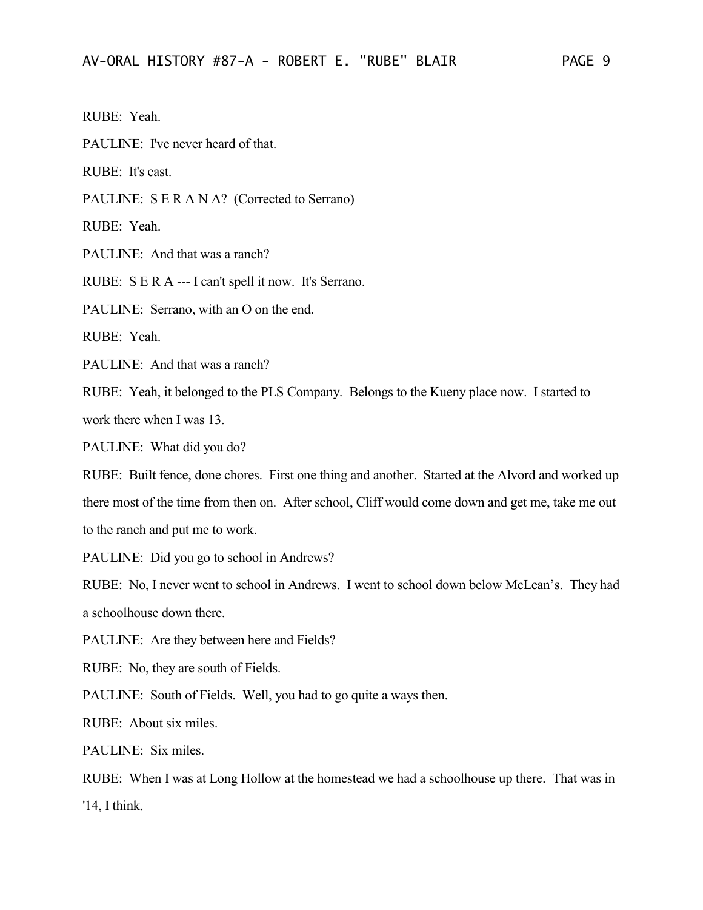RUBE: Yeah.

PAULINE: I've never heard of that.

RUBE: It's east.

PAULINE: S E R A N A? (Corrected to Serrano)

RUBE: Yeah.

PAULINE: And that was a ranch?

RUBE: S E R A --- I can't spell it now. It's Serrano.

PAULINE: Serrano, with an O on the end.

RUBE: Yeah.

PAULINE: And that was a ranch?

RUBE: Yeah, it belonged to the PLS Company. Belongs to the Kueny place now. I started to work there when I was 13.

PAULINE: What did you do?

RUBE: Built fence, done chores. First one thing and another. Started at the Alvord and worked up there most of the time from then on. After school, Cliff would come down and get me, take me out to the ranch and put me to work.

PAULINE: Did you go to school in Andrews?

RUBE: No, I never went to school in Andrews. I went to school down below McLean's. They had a schoolhouse down there.

PAULINE: Are they between here and Fields?

RUBE: No, they are south of Fields.

PAULINE: South of Fields. Well, you had to go quite a ways then.

RUBE: About six miles.

PAULINE: Six miles.

RUBE: When I was at Long Hollow at the homestead we had a schoolhouse up there. That was in '14, I think.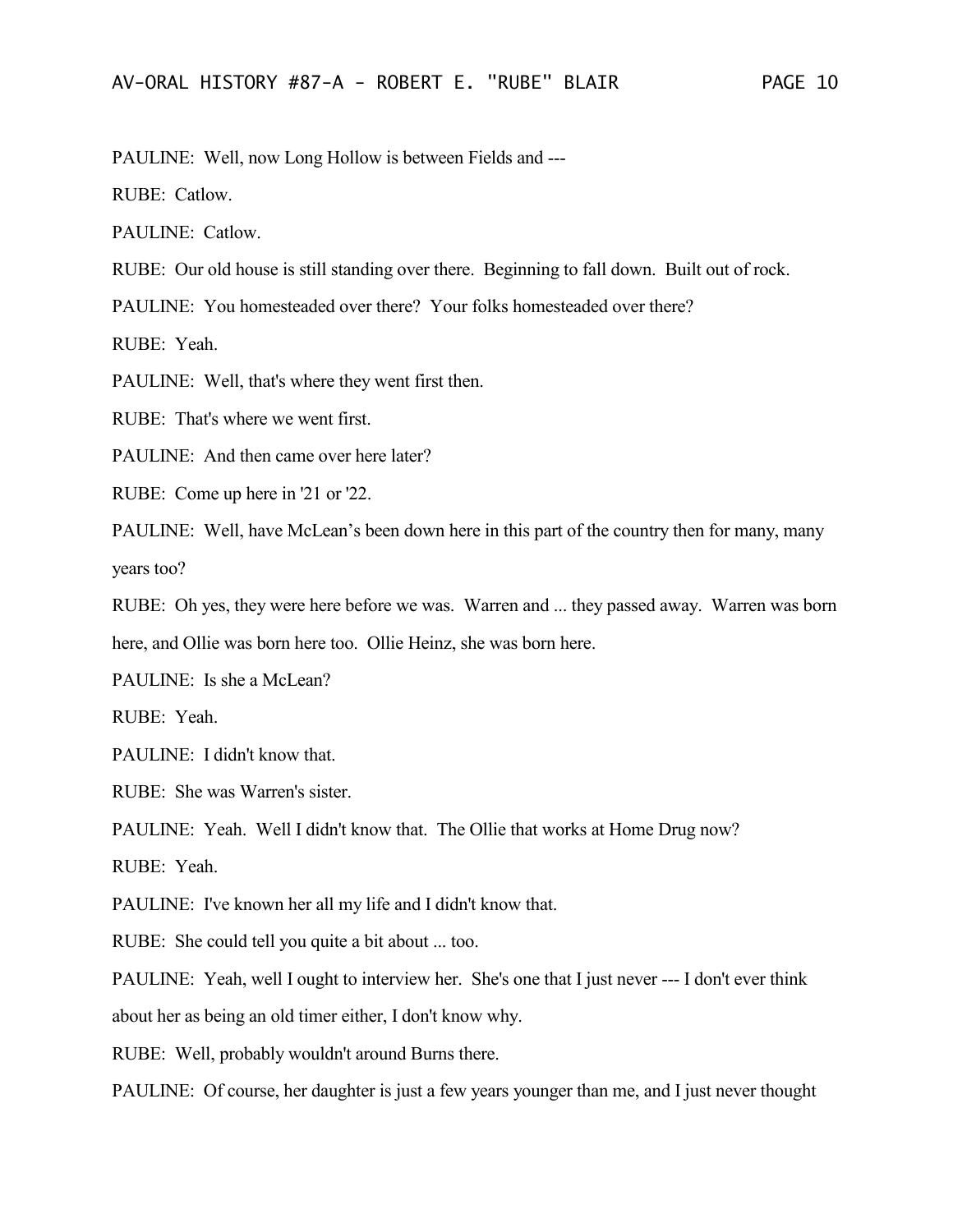PAULINE: Well, now Long Hollow is between Fields and ---

RUBE: Catlow.

PAULINE: Catlow.

RUBE: Our old house is still standing over there. Beginning to fall down. Built out of rock.

PAULINE: You homesteaded over there? Your folks homesteaded over there?

RUBE: Yeah.

PAULINE: Well, that's where they went first then.

RUBE: That's where we went first.

PAULINE: And then came over here later?

RUBE: Come up here in '21 or '22.

PAULINE: Well, have McLean's been down here in this part of the country then for many, many years too?

RUBE: Oh yes, they were here before we was. Warren and ... they passed away. Warren was born here, and Ollie was born here too. Ollie Heinz, she was born here.

PAULINE: Is she a McLean?

RUBE: Yeah.

PAULINE: I didn't know that.

RUBE: She was Warren's sister.

PAULINE: Yeah. Well I didn't know that. The Ollie that works at Home Drug now?

RUBE: Yeah.

PAULINE: I've known her all my life and I didn't know that.

RUBE: She could tell you quite a bit about ... too.

PAULINE: Yeah, well I ought to interview her. She's one that I just never --- I don't ever think about her as being an old timer either, I don't know why.

RUBE: Well, probably wouldn't around Burns there.

PAULINE: Of course, her daughter is just a few years younger than me, and I just never thought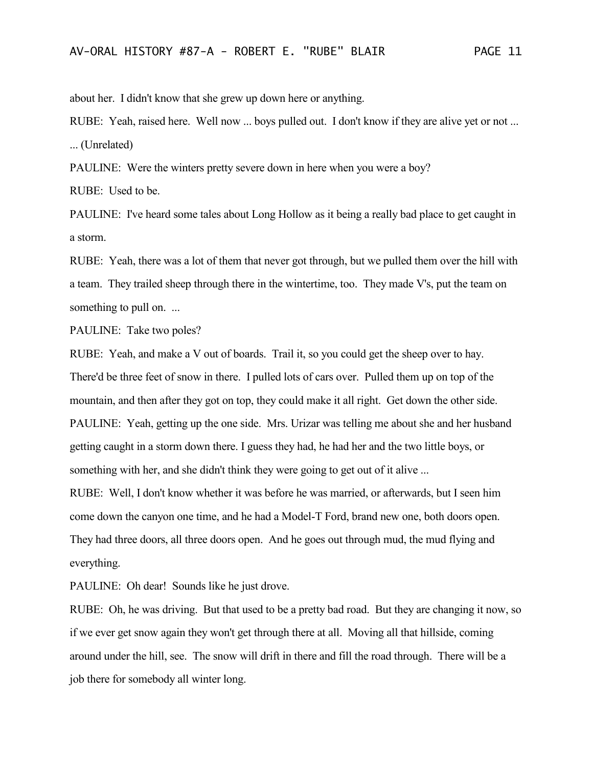about her. I didn't know that she grew up down here or anything.

RUBE: Yeah, raised here. Well now ... boys pulled out. I don't know if they are alive yet or not ... ... (Unrelated)

PAULINE: Were the winters pretty severe down in here when you were a boy?

RUBE: Used to be.

PAULINE: I've heard some tales about Long Hollow as it being a really bad place to get caught in a storm.

RUBE: Yeah, there was a lot of them that never got through, but we pulled them over the hill with a team. They trailed sheep through there in the wintertime, too. They made V's, put the team on something to pull on. ...

PAULINE: Take two poles?

RUBE: Yeah, and make a V out of boards. Trail it, so you could get the sheep over to hay. There'd be three feet of snow in there. I pulled lots of cars over. Pulled them up on top of the mountain, and then after they got on top, they could make it all right. Get down the other side.

PAULINE: Yeah, getting up the one side. Mrs. Urizar was telling me about she and her husband getting caught in a storm down there. I guess they had, he had her and the two little boys, or something with her, and she didn't think they were going to get out of it alive ...

RUBE: Well, I don't know whether it was before he was married, or afterwards, but I seen him come down the canyon one time, and he had a Model-T Ford, brand new one, both doors open. They had three doors, all three doors open. And he goes out through mud, the mud flying and everything.

PAULINE: Oh dear! Sounds like he just drove.

RUBE: Oh, he was driving. But that used to be a pretty bad road. But they are changing it now, so if we ever get snow again they won't get through there at all. Moving all that hillside, coming around under the hill, see. The snow will drift in there and fill the road through. There will be a job there for somebody all winter long.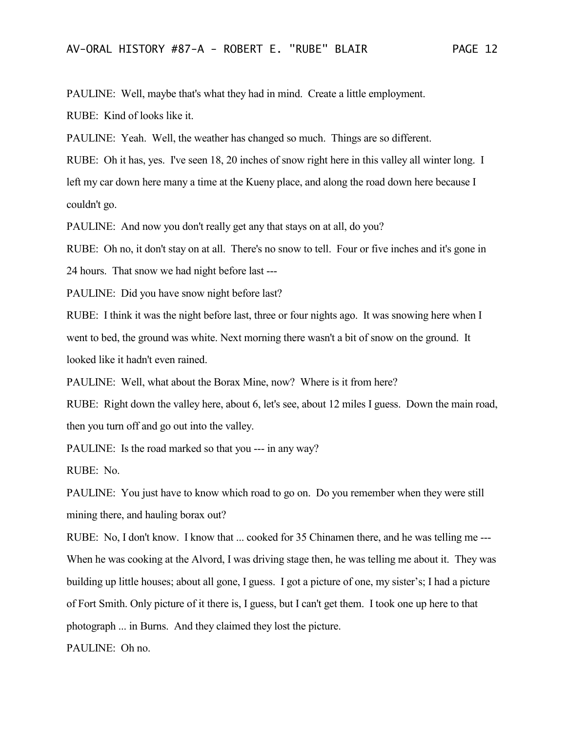PAULINE: Well, maybe that's what they had in mind. Create a little employment.

RUBE: Kind of looks like it.

PAULINE: Yeah. Well, the weather has changed so much. Things are so different.

RUBE: Oh it has, yes. I've seen 18, 20 inches of snow right here in this valley all winter long. I left my car down here many a time at the Kueny place, and along the road down here because I couldn't go.

PAULINE: And now you don't really get any that stays on at all, do you?

RUBE: Oh no, it don't stay on at all. There's no snow to tell. Four or five inches and it's gone in 24 hours. That snow we had night before last ---

PAULINE: Did you have snow night before last?

RUBE: I think it was the night before last, three or four nights ago. It was snowing here when I went to bed, the ground was white. Next morning there wasn't a bit of snow on the ground. It looked like it hadn't even rained.

PAULINE: Well, what about the Borax Mine, now? Where is it from here?

RUBE: Right down the valley here, about 6, let's see, about 12 miles I guess. Down the main road, then you turn off and go out into the valley.

PAULINE: Is the road marked so that you --- in any way?

RUBE: No.

PAULINE: You just have to know which road to go on. Do you remember when they were still mining there, and hauling borax out?

RUBE: No, I don't know. I know that ... cooked for 35 Chinamen there, and he was telling me --- When he was cooking at the Alvord, I was driving stage then, he was telling me about it. They was building up little houses; about all gone, I guess. I got a picture of one, my sister's; I had a picture of Fort Smith. Only picture of it there is, I guess, but I can't get them. I took one up here to that photograph ... in Burns. And they claimed they lost the picture.

PAULINE: Oh no.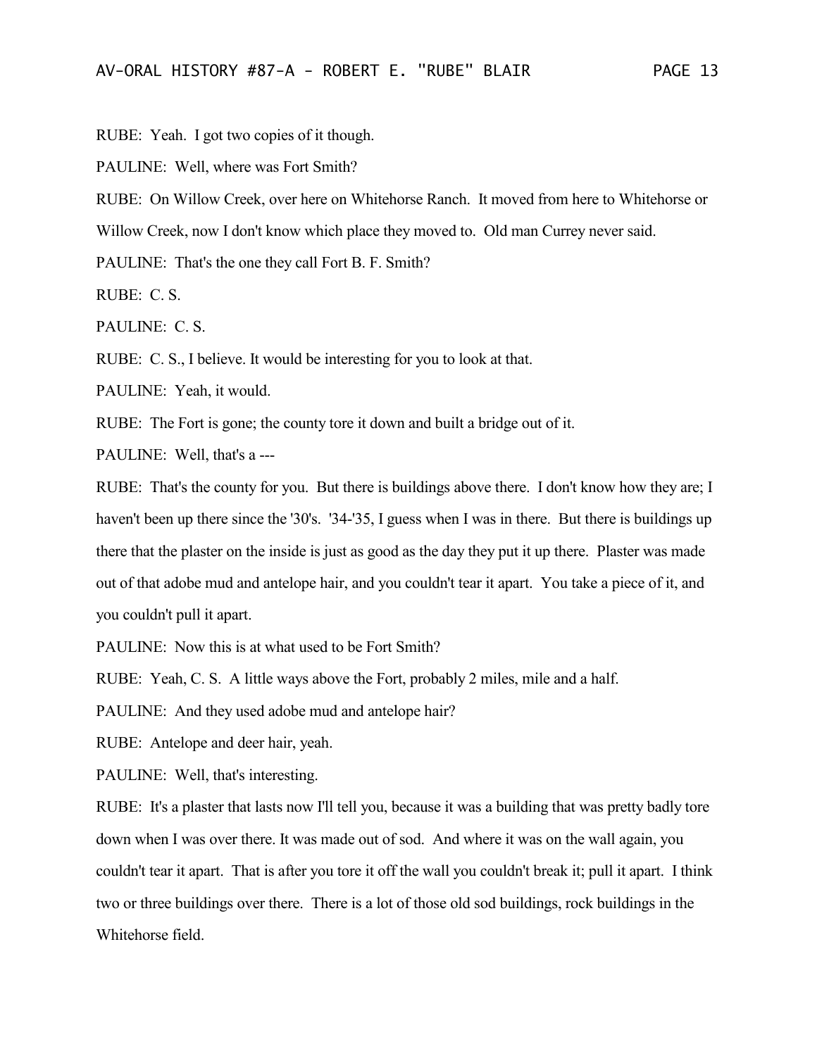RUBE: Yeah. I got two copies of it though.

PAULINE: Well, where was Fort Smith?

RUBE: On Willow Creek, over here on Whitehorse Ranch. It moved from here to Whitehorse or Willow Creek, now I don't know which place they moved to. Old man Currey never said.

PAULINE: That's the one they call Fort B. F. Smith?

RUBE: C. S.

PAULINE: C. S.

RUBE: C. S., I believe. It would be interesting for you to look at that.

PAULINE: Yeah, it would.

RUBE: The Fort is gone; the county tore it down and built a bridge out of it.

PAULINE: Well, that's a ---

RUBE: That's the county for you. But there is buildings above there. I don't know how they are; I haven't been up there since the '30's. '34-'35, I guess when I was in there. But there is buildings up there that the plaster on the inside is just as good as the day they put it up there. Plaster was made out of that adobe mud and antelope hair, and you couldn't tear it apart. You take a piece of it, and you couldn't pull it apart.

PAULINE: Now this is at what used to be Fort Smith?

RUBE: Yeah, C. S. A little ways above the Fort, probably 2 miles, mile and a half.

PAULINE: And they used adobe mud and antelope hair?

RUBE: Antelope and deer hair, yeah.

PAULINE: Well, that's interesting.

RUBE: It's a plaster that lasts now I'll tell you, because it was a building that was pretty badly tore down when I was over there. It was made out of sod. And where it was on the wall again, you couldn't tear it apart. That is after you tore it off the wall you couldn't break it; pull it apart. I think two or three buildings over there. There is a lot of those old sod buildings, rock buildings in the Whitehorse field.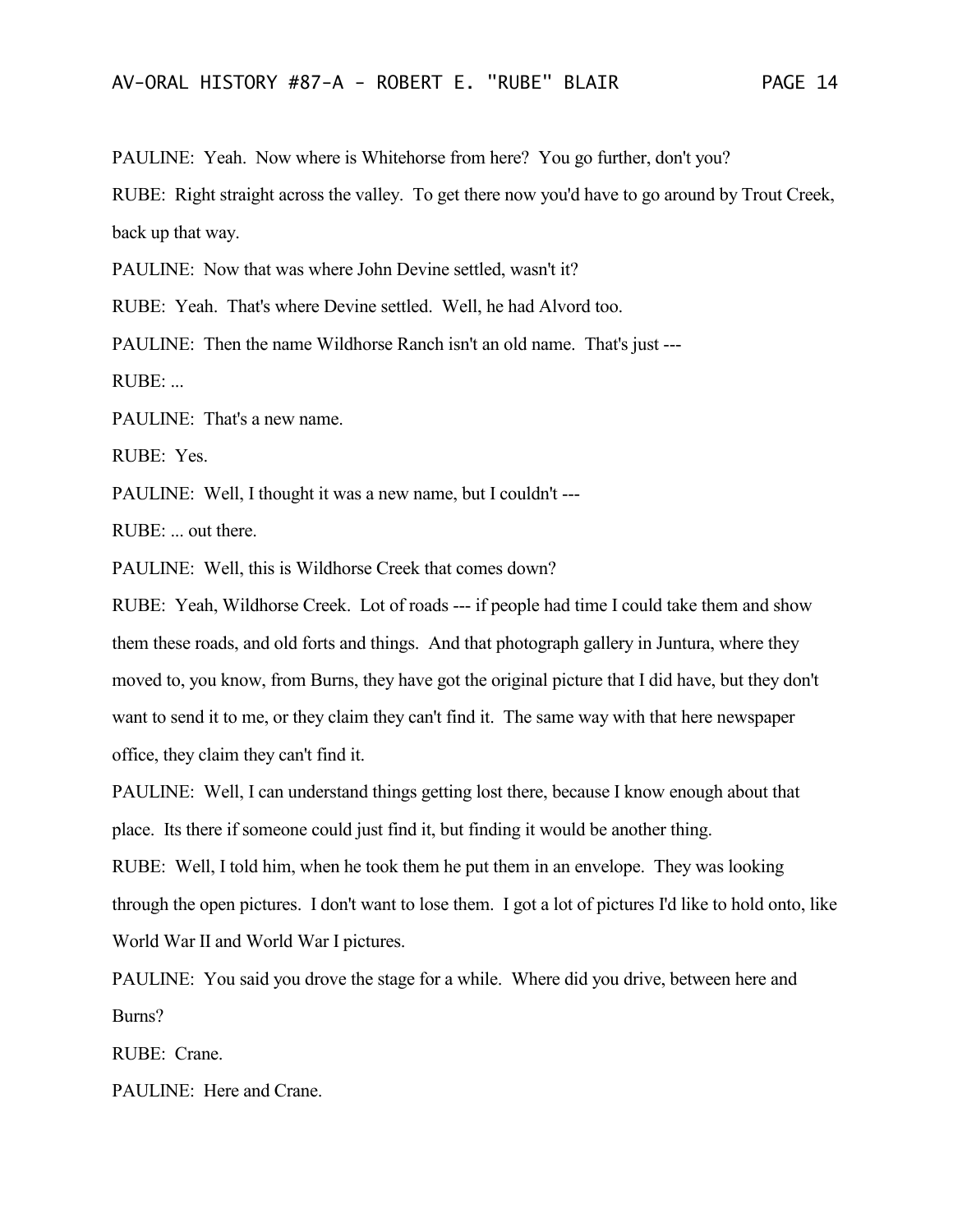PAULINE: Yeah. Now where is Whitehorse from here? You go further, don't you?

RUBE: Right straight across the valley. To get there now you'd have to go around by Trout Creek, back up that way.

PAULINE: Now that was where John Devine settled, wasn't it?

RUBE: Yeah. That's where Devine settled. Well, he had Alvord too.

PAULINE: Then the name Wildhorse Ranch isn't an old name. That's just ---

RUBE: ...

PAULINE: That's a new name.

RUBE: Yes.

PAULINE: Well, I thought it was a new name, but I couldn't ---

RUBE: ... out there.

PAULINE: Well, this is Wildhorse Creek that comes down?

RUBE: Yeah, Wildhorse Creek. Lot of roads --- if people had time I could take them and show them these roads, and old forts and things. And that photograph gallery in Juntura, where they moved to, you know, from Burns, they have got the original picture that I did have, but they don't want to send it to me, or they claim they can't find it. The same way with that here newspaper office, they claim they can't find it.

PAULINE: Well, I can understand things getting lost there, because I know enough about that place. Its there if someone could just find it, but finding it would be another thing.

RUBE: Well, I told him, when he took them he put them in an envelope. They was looking through the open pictures. I don't want to lose them. I got a lot of pictures I'd like to hold onto, like World War II and World War I pictures.

PAULINE: You said you drove the stage for a while. Where did you drive, between here and Burns?

RUBE: Crane.

PAULINE: Here and Crane.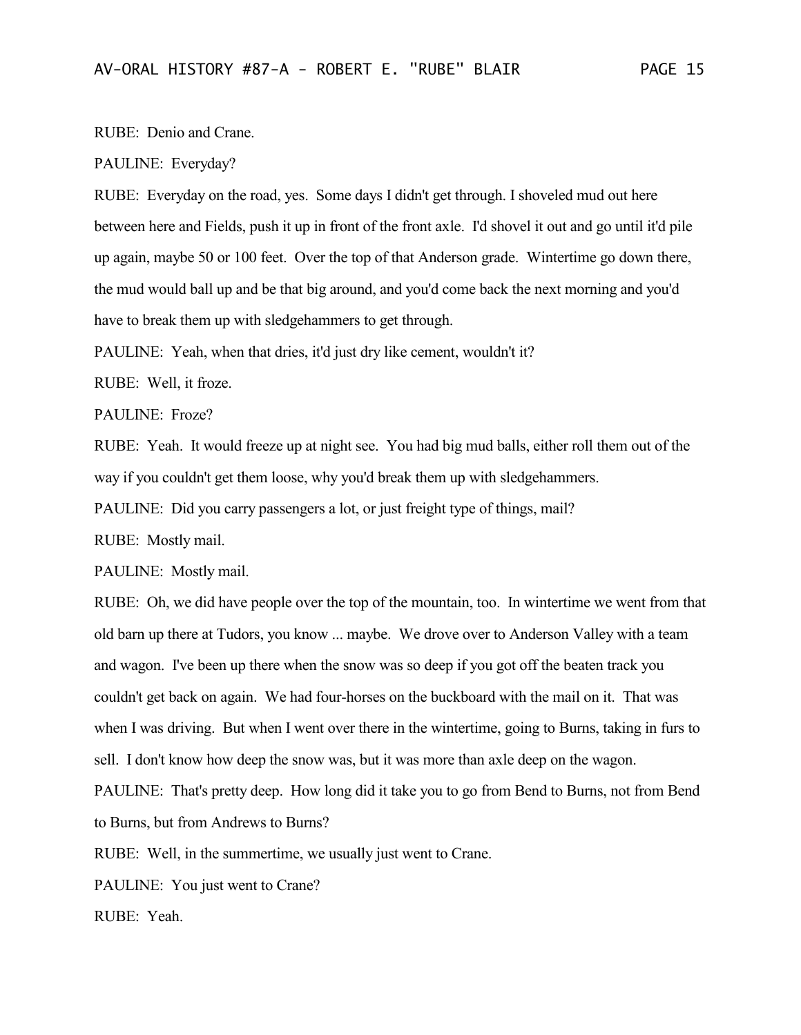RUBE: Denio and Crane.

PAULINE: Everyday?

RUBE: Everyday on the road, yes. Some days I didn't get through. I shoveled mud out here between here and Fields, push it up in front of the front axle. I'd shovel it out and go until it'd pile up again, maybe 50 or 100 feet. Over the top of that Anderson grade. Wintertime go down there, the mud would ball up and be that big around, and you'd come back the next morning and you'd have to break them up with sledgehammers to get through.

PAULINE: Yeah, when that dries, it'd just dry like cement, wouldn't it?

RUBE: Well, it froze.

PAULINE: Froze?

RUBE: Yeah. It would freeze up at night see. You had big mud balls, either roll them out of the way if you couldn't get them loose, why you'd break them up with sledgehammers.

PAULINE: Did you carry passengers a lot, or just freight type of things, mail?

RUBE: Mostly mail.

PAULINE: Mostly mail.

RUBE: Oh, we did have people over the top of the mountain, too. In wintertime we went from that old barn up there at Tudors, you know ... maybe. We drove over to Anderson Valley with a team and wagon. I've been up there when the snow was so deep if you got off the beaten track you couldn't get back on again. We had four-horses on the buckboard with the mail on it. That was when I was driving. But when I went over there in the wintertime, going to Burns, taking in furs to sell. I don't know how deep the snow was, but it was more than axle deep on the wagon.

PAULINE: That's pretty deep. How long did it take you to go from Bend to Burns, not from Bend to Burns, but from Andrews to Burns?

RUBE: Well, in the summertime, we usually just went to Crane.

PAULINE: You just went to Crane?

RUBE: Yeah.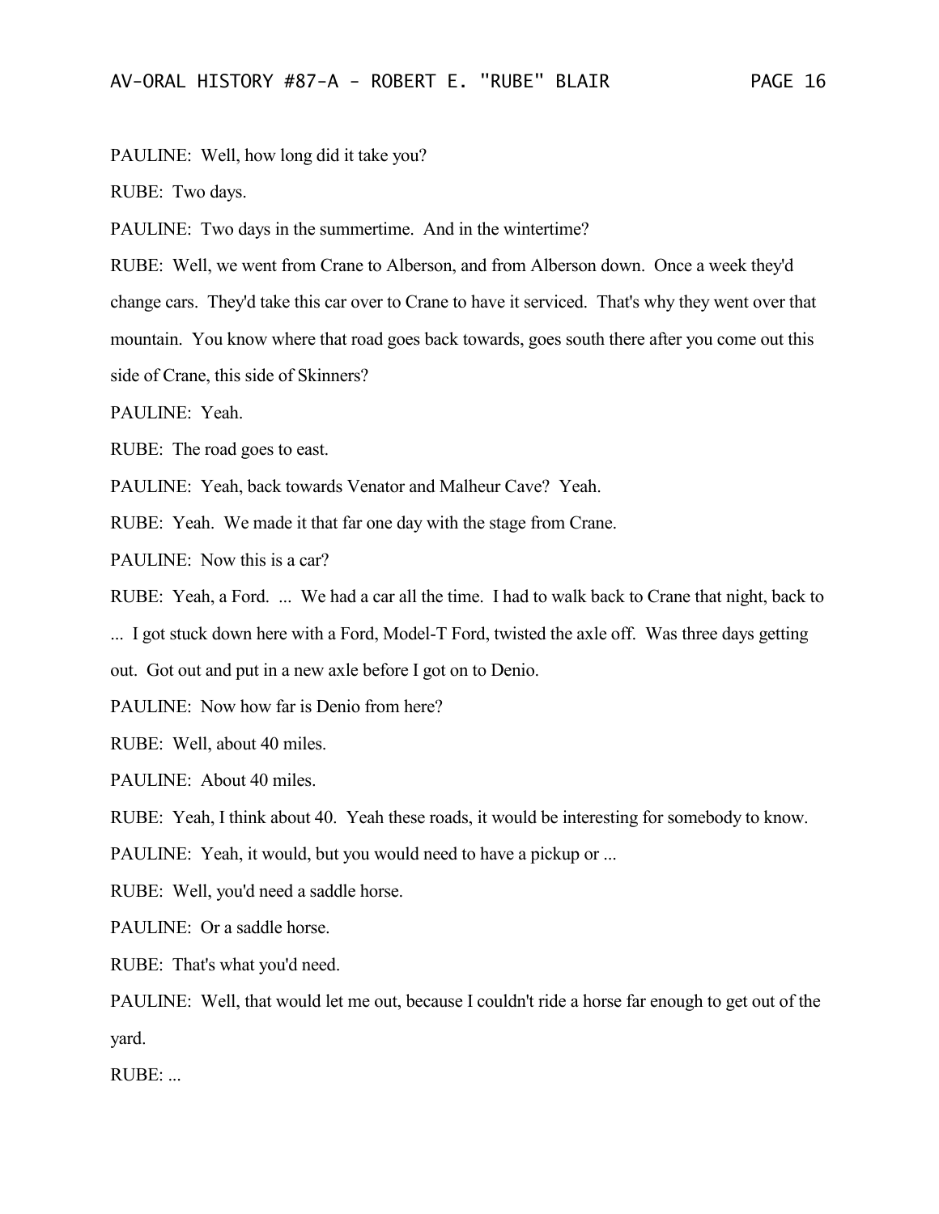PAULINE: Well, how long did it take you?

RUBE: Two days.

PAULINE: Two days in the summertime. And in the wintertime?

RUBE: Well, we went from Crane to Alberson, and from Alberson down. Once a week they'd change cars. They'd take this car over to Crane to have it serviced. That's why they went over that mountain. You know where that road goes back towards, goes south there after you come out this side of Crane, this side of Skinners?

PAULINE: Yeah.

RUBE: The road goes to east.

PAULINE: Yeah, back towards Venator and Malheur Cave? Yeah.

RUBE: Yeah. We made it that far one day with the stage from Crane.

PAULINE: Now this is a car?

RUBE: Yeah, a Ford. ... We had a car all the time. I had to walk back to Crane that night, back to ... I got stuck down here with a Ford, Model-T Ford, twisted the axle off. Was three days getting out. Got out and put in a new axle before I got on to Denio.

PAULINE: Now how far is Denio from here?

RUBE: Well, about 40 miles.

PAULINE: About 40 miles.

RUBE: Yeah, I think about 40. Yeah these roads, it would be interesting for somebody to know.

PAULINE: Yeah, it would, but you would need to have a pickup or ...

RUBE: Well, you'd need a saddle horse.

PAULINE: Or a saddle horse.

RUBE: That's what you'd need.

PAULINE: Well, that would let me out, because I couldn't ride a horse far enough to get out of the yard.

RUBE: ...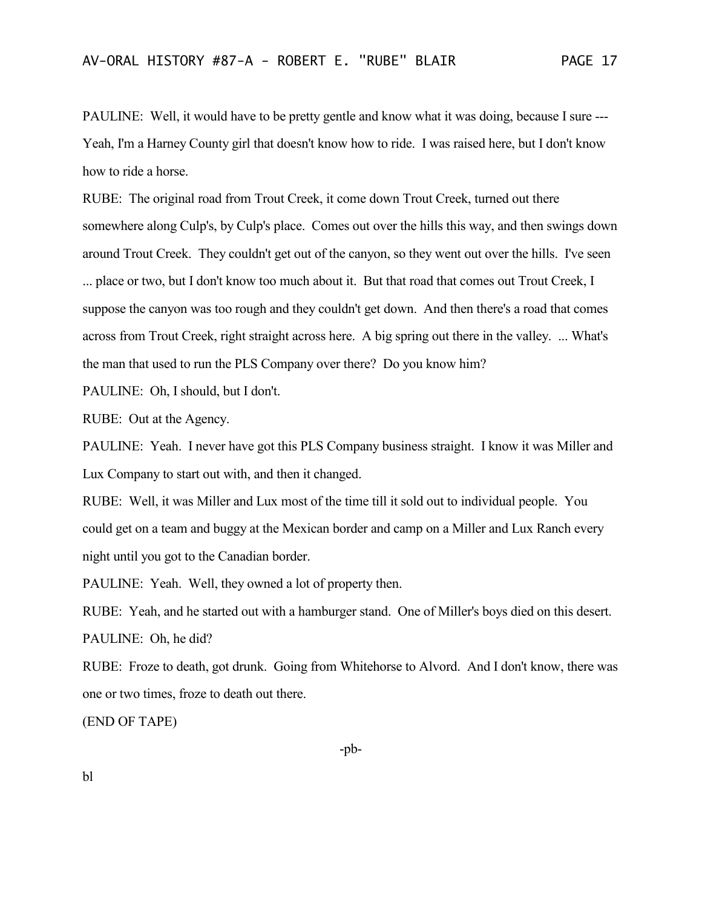PAULINE: Well, it would have to be pretty gentle and know what it was doing, because I sure --- Yeah, I'm a Harney County girl that doesn't know how to ride. I was raised here, but I don't know how to ride a horse.

RUBE: The original road from Trout Creek, it come down Trout Creek, turned out there somewhere along Culp's, by Culp's place. Comes out over the hills this way, and then swings down around Trout Creek. They couldn't get out of the canyon, so they went out over the hills. I've seen ... place or two, but I don't know too much about it. But that road that comes out Trout Creek, I suppose the canyon was too rough and they couldn't get down. And then there's a road that comes across from Trout Creek, right straight across here. A big spring out there in the valley. ... What's the man that used to run the PLS Company over there? Do you know him?

PAULINE: Oh, I should, but I don't.

RUBE: Out at the Agency.

PAULINE: Yeah. I never have got this PLS Company business straight. I know it was Miller and Lux Company to start out with, and then it changed.

RUBE: Well, it was Miller and Lux most of the time till it sold out to individual people. You could get on a team and buggy at the Mexican border and camp on a Miller and Lux Ranch every night until you got to the Canadian border.

PAULINE: Yeah. Well, they owned a lot of property then.

RUBE: Yeah, and he started out with a hamburger stand. One of Miller's boys died on this desert.

PAULINE: Oh, he did?

RUBE: Froze to death, got drunk. Going from Whitehorse to Alvord. And I don't know, there was one or two times, froze to death out there.

(END OF TAPE)

-pb-

bl